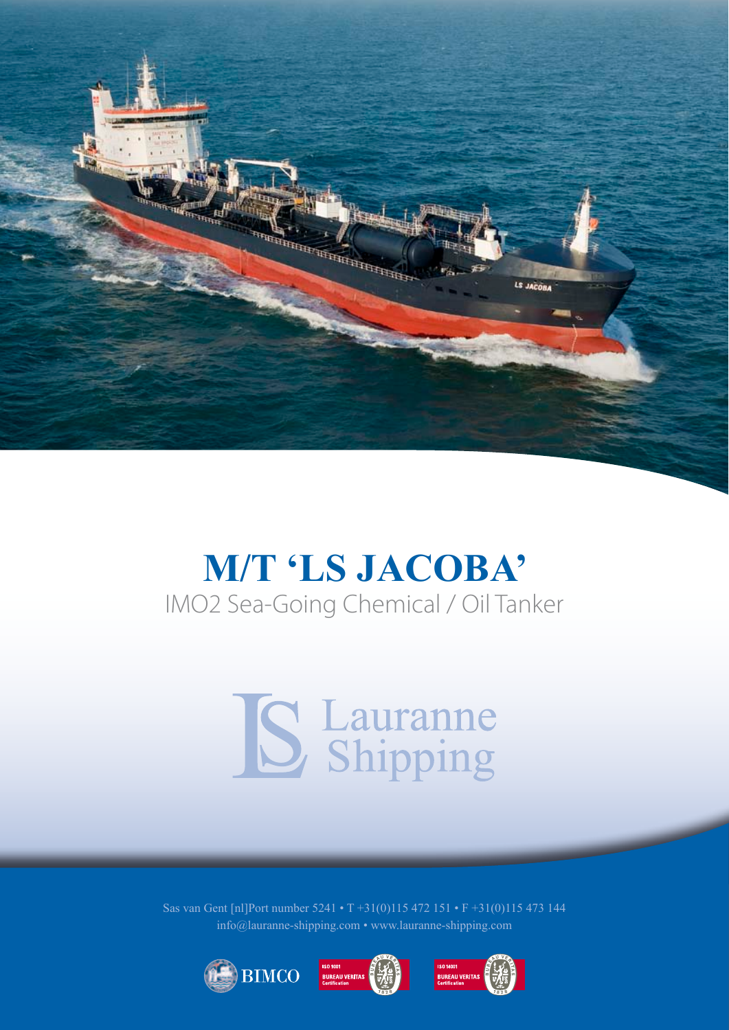# M/T 'LS JACOBA'

IMO2 Sea-Going Chemical / Oil Tanker

Lauranne Shipping

Sas van Gent [nl]Port number 5241 • T +31(0)115 472 151 • F +31(0)115 473 144
info@lauranne-shipping.com • www.lauranne-shipping.com

BIMCO

ISO 9001 BUREAU VERITAS Certification

ISO 14001 BUREAU VERITAS Certification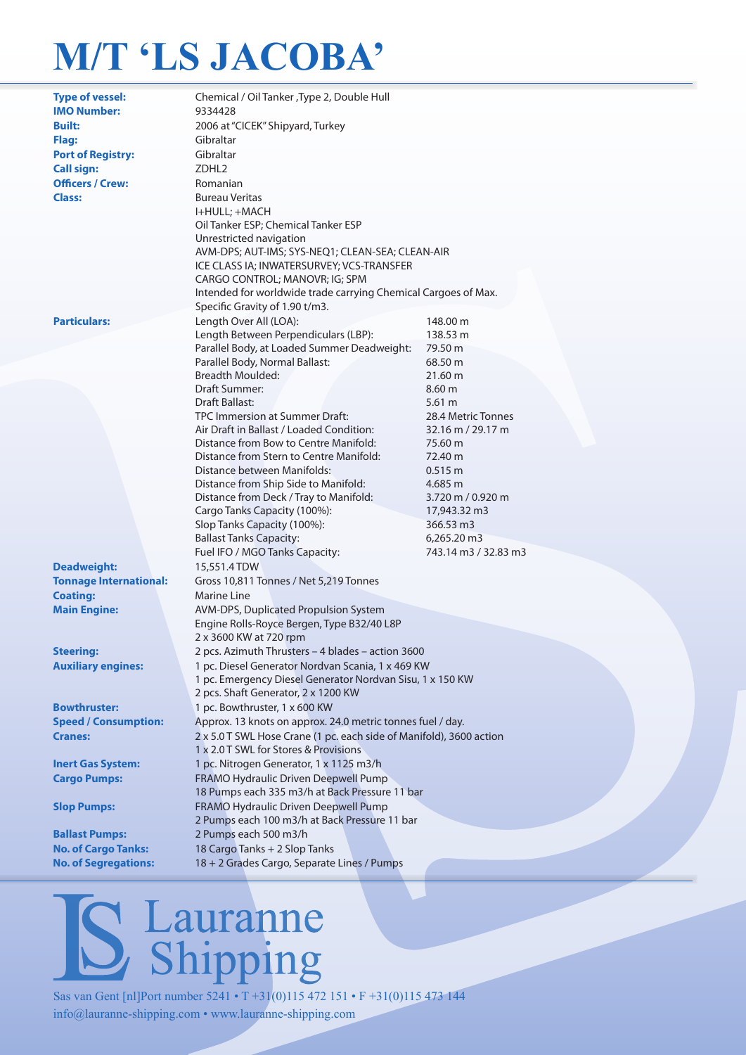# M/T 'LS JACOBA'

| | | |
|---|---|---|
| **Type of vessel:** | Chemical / Oil Tanker ,Type 2, Double Hull | |
| **IMO Number:** | 9334428 | |
| **Built:** | 2006 at "CICEK" Shipyard, Turkey | |
| **Flag:** | Gibraltar | |
| **Port of Registry:** | Gibraltar | |
| **Call sign:** | ZDHL2 | |
| **Officers / Crew:** | Romanian | |
| **Class:** | Bureau Veritas<br>I+HULL; +MACH<br>Oil Tanker ESP; Chemical Tanker ESP<br>Unrestricted navigation<br>AVM-DPS; AUT-IMS; SYS-NEQ1; CLEAN-SEA; CLEAN-AIR<br>ICE CLASS IA; INWATERSURVEY; VCS-TRANSFER<br>CARGO CONTROL; MANOVR; IG; SPM<br>Intended for worldwide trade carrying Chemical Cargoes of Max. Specific Gravity of 1.90 t/m3. | |
| **Particulars:** | Length Over All (LOA): | 148.00 m |
| | Length Between Perpendiculars (LBP): | 138.53 m |
| | Parallel Body, at Loaded Summer Deadweight: | 79.50 m |
| | Parallel Body, Normal Ballast: | 68.50 m |
| | Breadth Moulded: | 21.60 m |
| | Draft Summer: | 8.60 m |
| | Draft Ballast: | 5.61 m |
| | TPC Immersion at Summer Draft: | 28.4 Metric Tonnes |
| | Air Draft in Ballast / Loaded Condition: | 32.16 m / 29.17 m |
| | Distance from Bow to Centre Manifold: | 75.60 m |
| | Distance from Stern to Centre Manifold: | 72.40 m |
| | Distance between Manifolds: | 0.515 m |
| | Distance from Ship Side to Manifold: | 4.685 m |
| | Distance from Deck / Tray to Manifold: | 3.720 m / 0.920 m |
| | Cargo Tanks Capacity (100%): | 17,943.32 m3 |
| | Slop Tanks Capacity (100%): | 366.53 m3 |
| | Ballast Tanks Capacity: | 6,265.20 m3 |
| | Fuel IFO / MGO Tanks Capacity: | 743.14 m3 / 32.83 m3 |
| **Deadweight:** | 15,551.4 TDW | |
| **Tonnage International:** | Gross 10,811 Tonnes / Net 5,219 Tonnes | |
| **Coating:** | Marine Line | |
| **Main Engine:** | AVM-DPS, Duplicated Propulsion System<br>Engine Rolls-Royce Bergen, Type B32/40 L8P<br>2 x 3600 KW at 720 rpm | |
| **Steering:** | 2 pcs. Azimuth Thrusters – 4 blades – action 3600 | |
| **Auxiliary engines:** | 1 pc. Diesel Generator Nordvan Scania, 1 x 469 KW<br>1 pc. Emergency Diesel Generator Nordvan Sisu, 1 x 150 KW<br>2 pcs. Shaft Generator, 2 x 1200 KW | |
| **Bowthruster:** | 1 pc. Bowthruster, 1 x 600 KW | |
| **Speed / Consumption:** | Approx. 13 knots on approx. 24.0 metric tonnes fuel / day. | |
| **Cranes:** | 2 x 5.0 T SWL Hose Crane (1 pc. each side of Manifold), 3600 action<br>1 x 2.0 T SWL for Stores & Provisions | |
| **Inert Gas System:** | 1 pc. Nitrogen Generator, 1 x 1125 m3/h | |
| **Cargo Pumps:** | FRAMO Hydraulic Driven Deepwell Pump<br>18 Pumps each 335 m3/h at Back Pressure 11 bar | |
| **Slop Pumps:** | FRAMO Hydraulic Driven Deepwell Pump<br>2 Pumps each 100 m3/h at Back Pressure 11 bar | |
| **Ballast Pumps:** | 2 Pumps each 500 m3/h | |
| **No. of Cargo Tanks:** | 18 Cargo Tanks + 2 Slop Tanks | |
| **No. of Segregations:** | 18 + 2 Grades Cargo, Separate Lines / Pumps | |

LS Lauranne Shipping

Sas van Gent [nl]Port number 5241 • T +31(0)115 472 151 • F +31(0)115 473 144
info@lauranne-shipping.com • www.lauranne-shipping.com